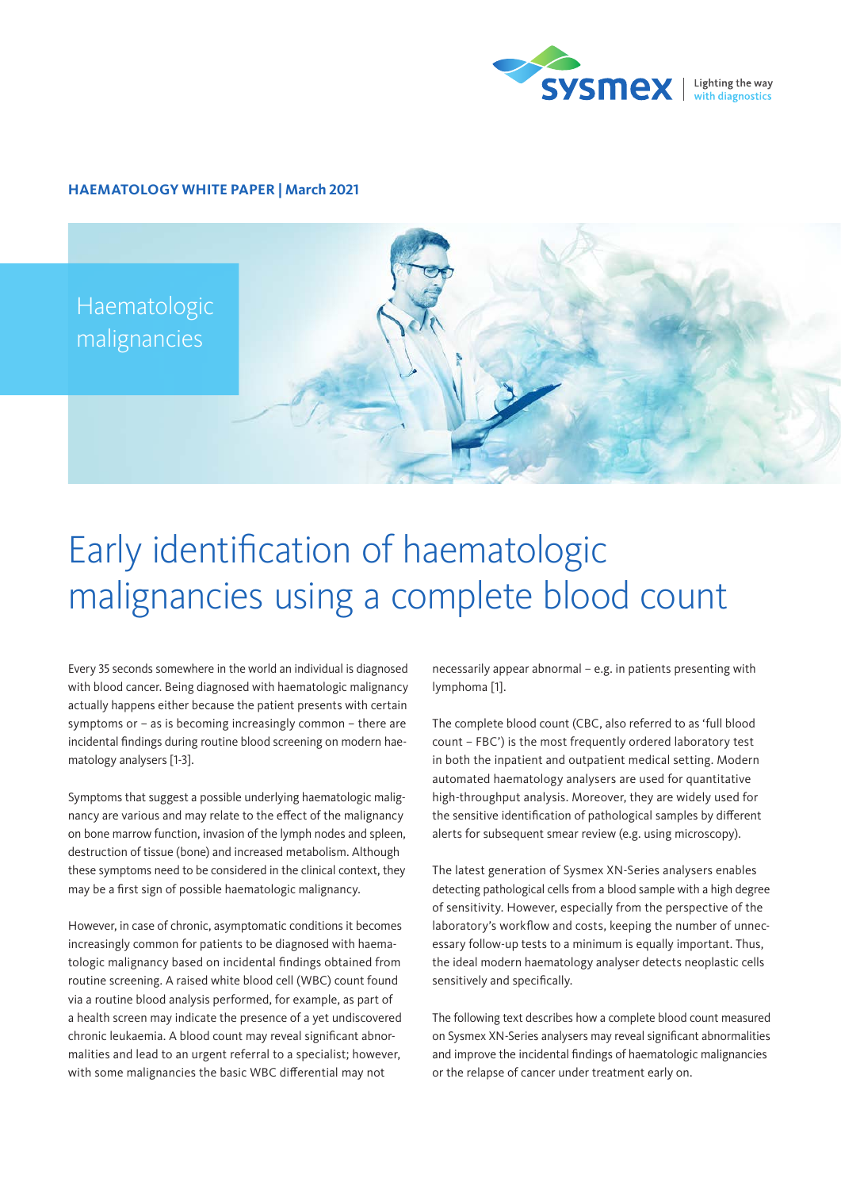**HAEMATOLOGY WHITE PAPER | March 2021**

Haematologic malignancies

# Early identification of haematologic malignancies using a complete blood count

Every 35 seconds somewhere in the world an individual is diagnosed with blood cancer. Being diagnosed with haematologic malignancy actually happens either because the patient presents with certain symptoms or – as is becoming increasingly common – there are incidental findings during routine blood screening on modern haematology analysers [1-3].

Symptoms that suggest a possible underlying haematologic malignancy are various and may relate to the effect of the malignancy on bone marrow function, invasion of the lymph nodes and spleen, destruction of tissue (bone) and increased metabolism. Although these symptoms need to be considered in the clinical context, they may be a first sign of possible haematologic malignancy.

However, in case of chronic, asymptomatic conditions it becomes increasingly common for patients to be diagnosed with haematologic malignancy based on incidental findings obtained from routine screening. A raised white blood cell (WBC) count found via a routine blood analysis performed, for example, as part of a health screen may indicate the presence of a yet undiscovered chronic leukaemia. A blood count may reveal significant abnormalities and lead to an urgent referral to a specialist; however, with some malignancies the basic WBC differential may not necessarily appear abnormal – e.g. in patients presenting with lymphoma [1].

The complete blood count (CBC, also referred to as 'full blood count – FBC') is the most frequently ordered laboratory test in both the inpatient and outpatient medical setting. Modern automated haematology analysers are used for quantitative high-throughput analysis. Moreover, they are widely used for the sensitive identification of pathological samples by different alerts for subsequent smear review (e.g. using microscopy).

The latest generation of Sysmex XN-Series analysers enables detecting pathological cells from a blood sample with a high degree of sensitivity. However, especially from the perspective of the laboratory's workflow and costs, keeping the number of unnecessary follow-up tests to a minimum is equally important. Thus, the ideal modern haematology analyser detects neoplastic cells sensitively and specifically.

The following text describes how a complete blood count measured on Sysmex XN-Series analysers may reveal significant abnormalities and improve the incidental findings of haematologic malignancies or the relapse of cancer under treatment early on.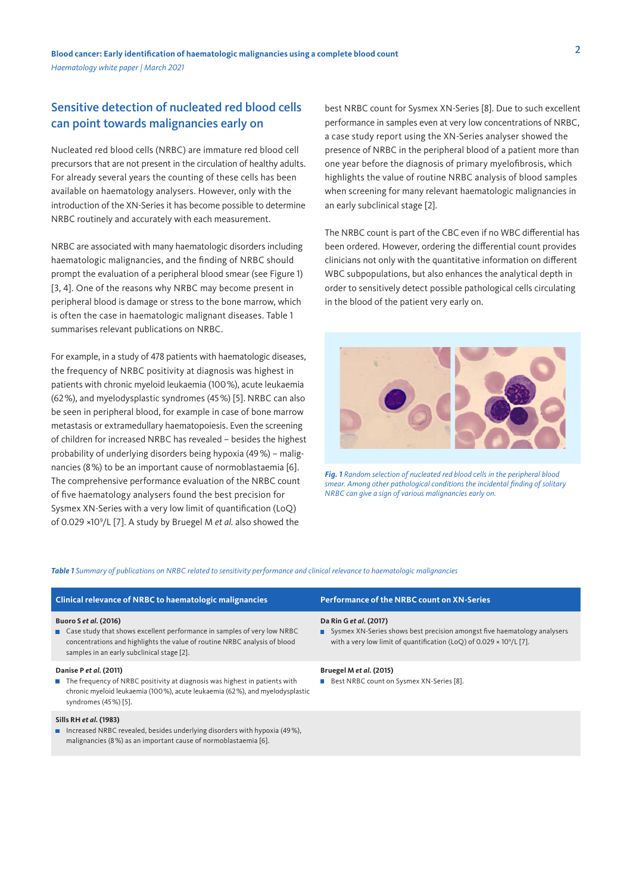## Sensitive detection of nucleated red blood cells can point towards malignancies early on

Nucleated red blood cells (NRBC) are immature red blood cell precursors that are not present in the circulation of healthy adults. For already several years the counting of these cells has been available on haematology analysers. However, only with the introduction of the XN-Series it has become possible to determine NRBC routinely and accurately with each measurement.

NRBC are associated with many haematologic disorders including haematologic malignancies, and the finding of NRBC should prompt the evaluation of a peripheral blood smear (see Figure 1) [3, 4]. One of the reasons why NRBC may become present in peripheral blood is damage or stress to the bone marrow, which is often the case in haematologic malignant diseases. Table 1 summarises relevant publications on NRBC.

For example, in a study of 478 patients with haematologic diseases, the frequency of NRBC positivity at diagnosis was highest in patients with chronic myeloid leukaemia (100 %), acute leukaemia (62 %), and myelodysplastic syndromes (45 %) [5]. NRBC can also be seen in peripheral blood, for example in case of bone marrow metastasis or extramedullary haematopoiesis. Even the screening of children for increased NRBC has revealed – besides the highest probability of underlying disorders being hypoxia (49 %) – malignancies (8 %) to be an important cause of normoblastaemia [6]. The comprehensive performance evaluation of the NRBC count of five haematology analysers found the best precision for Sysmex XN-Series with a very low limit of quantification (LoQ) of 0.029 $\times 10^9$/L [7]. A study by Bruegel M *et al.* also showed the best NRBC count for Sysmex XN-Series [8]. Due to such excellent performance in samples even at very low concentrations of NRBC, a case study report using the XN-Series analyser showed the presence of NRBC in the peripheral blood of a patient more than one year before the diagnosis of primary myelofibrosis, which highlights the value of routine NRBC analysis of blood samples when screening for many relevant haematologic malignancies in an early subclinical stage [2].

The NRBC count is part of the CBC even if no WBC differential has been ordered. However, ordering the differential count provides clinicians not only with the quantitative information on different WBC subpopulations, but also enhances the analytical depth in order to sensitively detect possible pathological cells circulating in the blood of the patient very early on.

***Fig. 1*** *Random selection of nucleated red blood cells in the peripheral blood smear. Among other pathological conditions the incidental finding of solitary NRBC can give a sign of various malignancies early on.*

***Table 1*** *Summary of publications on NRBC related to sensitivity performance and clinical relevance to haematologic malignancies*

| Clinical relevance of NRBC to haematologic malignancies | Performance of the NRBC count on XN-Series |
|---|---|
| **Buoro S *et al.* (2016)**<br>■ Case study that shows excellent performance in samples of very low NRBC concentrations and highlights the value of routine NRBC analysis of blood samples in an early subclinical stage [2]. | **Da Rin G *et al.* (2017)**<br>■ Sysmex XN-Series shows best precision amongst five haematology analysers with a very low limit of quantification (LoQ) of 0.029 × $10^9$/L [7]. |
| **Danise P *et al.* (2011)**<br>■ The frequency of NRBC positivity at diagnosis was highest in patients with chronic myeloid leukaemia (100 %), acute leukaemia (62 %), and myelodysplastic syndromes (45 %) [5]. | **Bruegel M *et al.* (2015)**<br>■ Best NRBC count on Sysmex XN-Series [8]. |
| **Sills RH *et al.* (1983)**<br>■ Increased NRBC revealed, besides underlying disorders with hypoxia (49 %), malignancies (8 %) as an important cause of normoblastaemia [6]. | |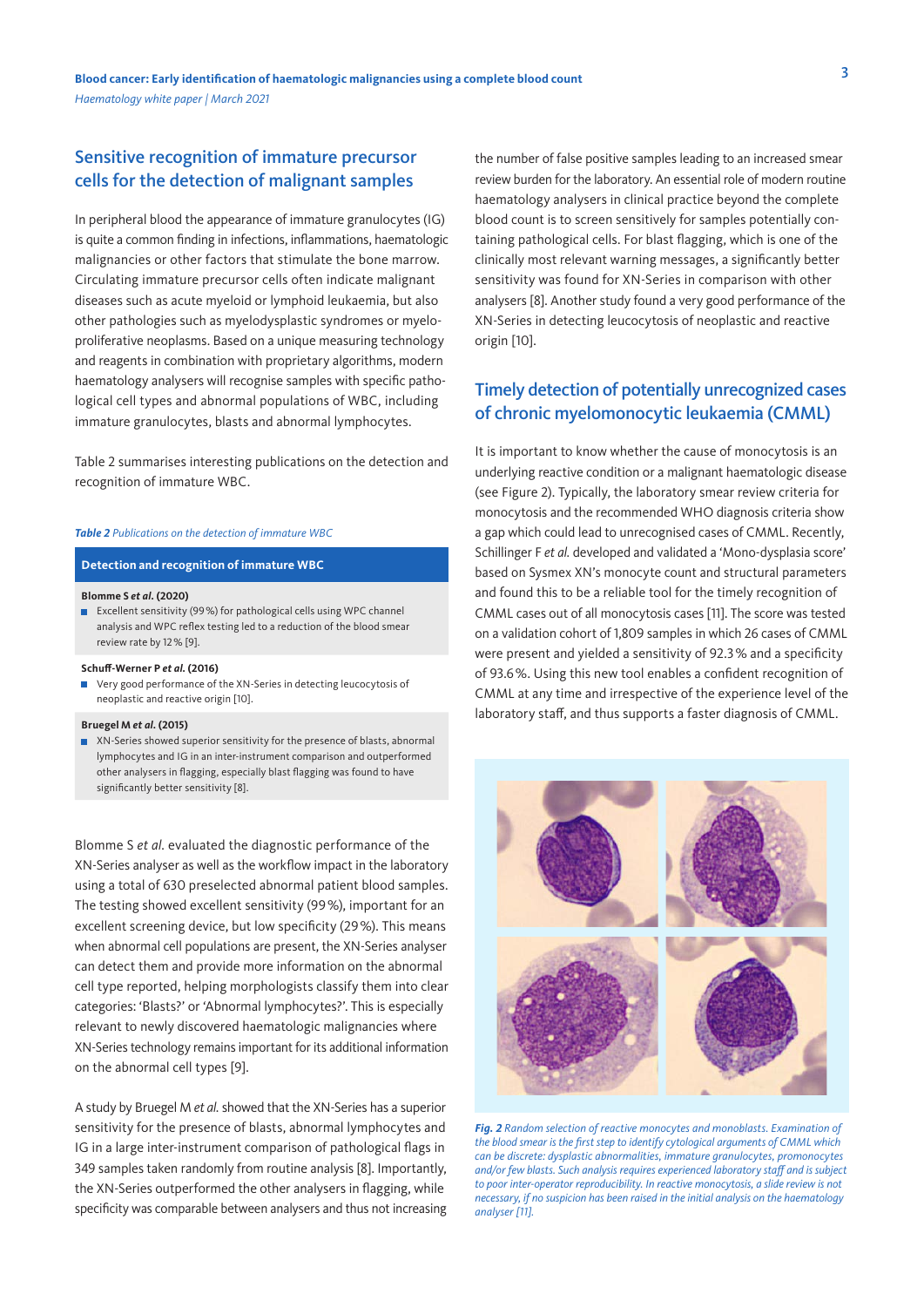## Sensitive recognition of immature precursor cells for the detection of malignant samples

In peripheral blood the appearance of immature granulocytes (IG) is quite a common finding in infections, inflammations, haematologic malignancies or other factors that stimulate the bone marrow. Circulating immature precursor cells often indicate malignant diseases such as acute myeloid or lymphoid leukaemia, but also other pathologies such as myelodysplastic syndromes or myeloproliferative neoplasms. Based on a unique measuring technology and reagents in combination with proprietary algorithms, modern haematology analysers will recognise samples with specific pathological cell types and abnormal populations of WBC, including immature granulocytes, blasts and abnormal lymphocytes.

Table 2 summarises interesting publications on the detection and recognition of immature WBC.

***Table 2*** *Publications on the detection of immature WBC*

| Detection and recognition of immature WBC |
|---|
| **Blomme S *et al.* (2020)** |
| ▪ Excellent sensitivity (99 %) for pathological cells using WPC channel analysis and WPC reflex testing led to a reduction of the blood smear review rate by 12 % [9]. |
| **Schuff-Werner P *et al.* (2016)** |
| ▪ Very good performance of the XN-Series in detecting leucocytosis of neoplastic and reactive origin [10]. |
| **Bruegel M *et al.* (2015)** |
| ▪ XN-Series showed superior sensitivity for the presence of blasts, abnormal lymphocytes and IG in an inter-instrument comparison and outperformed other analysers in flagging, especially blast flagging was found to have significantly better sensitivity [8]. |

Blomme S *et al.* evaluated the diagnostic performance of the XN-Series analyser as well as the workflow impact in the laboratory using a total of 630 preselected abnormal patient blood samples. The testing showed excellent sensitivity (99 %), important for an excellent screening device, but low specificity (29 %). This means when abnormal cell populations are present, the XN-Series analyser can detect them and provide more information on the abnormal cell type reported, helping morphologists classify them into clear categories: 'Blasts?' or 'Abnormal lymphocytes?'. This is especially relevant to newly discovered haematologic malignancies where XN-Series technology remains important for its additional information on the abnormal cell types [9].

A study by Bruegel M *et al.* showed that the XN-Series has a superior sensitivity for the presence of blasts, abnormal lymphocytes and IG in a large inter-instrument comparison of pathological flags in 349 samples taken randomly from routine analysis [8]. Importantly, the XN-Series outperformed the other analysers in flagging, while specificity was comparable between analysers and thus not increasing the number of false positive samples leading to an increased smear review burden for the laboratory. An essential role of modern routine haematology analysers in clinical practice beyond the complete blood count is to screen sensitively for samples potentially containing pathological cells. For blast flagging, which is one of the clinically most relevant warning messages, a significantly better sensitivity was found for XN-Series in comparison with other analysers [8]. Another study found a very good performance of the XN-Series in detecting leucocytosis of neoplastic and reactive origin [10].

## Timely detection of potentially unrecognized cases of chronic myelomonocytic leukaemia (CMML)

It is important to know whether the cause of monocytosis is an underlying reactive condition or a malignant haematologic disease (see Figure 2). Typically, the laboratory smear review criteria for monocytosis and the recommended WHO diagnosis criteria show a gap which could lead to unrecognised cases of CMML. Recently, Schillinger F *et al.* developed and validated a 'Mono-dysplasia score' based on Sysmex XN's monocyte count and structural parameters and found this to be a reliable tool for the timely recognition of CMML cases out of all monocytosis cases [11]. The score was tested on a validation cohort of 1,809 samples in which 26 cases of CMML were present and yielded a sensitivity of 92.3 % and a specificity of 93.6 %. Using this new tool enables a confident recognition of CMML at any time and irrespective of the experience level of the laboratory staff, and thus supports a faster diagnosis of CMML.

***Fig. 2*** *Random selection of reactive monocytes and monoblasts. Examination of the blood smear is the first step to identify cytological arguments of CMML which can be discrete: dysplastic abnormalities, immature granulocytes, promonocytes and/or few blasts. Such analysis requires experienced laboratory staff and is subject to poor inter-operator reproducibility. In reactive monocytosis, a slide review is not necessary, if no suspicion has been raised in the initial analysis on the haematology analyser [11].*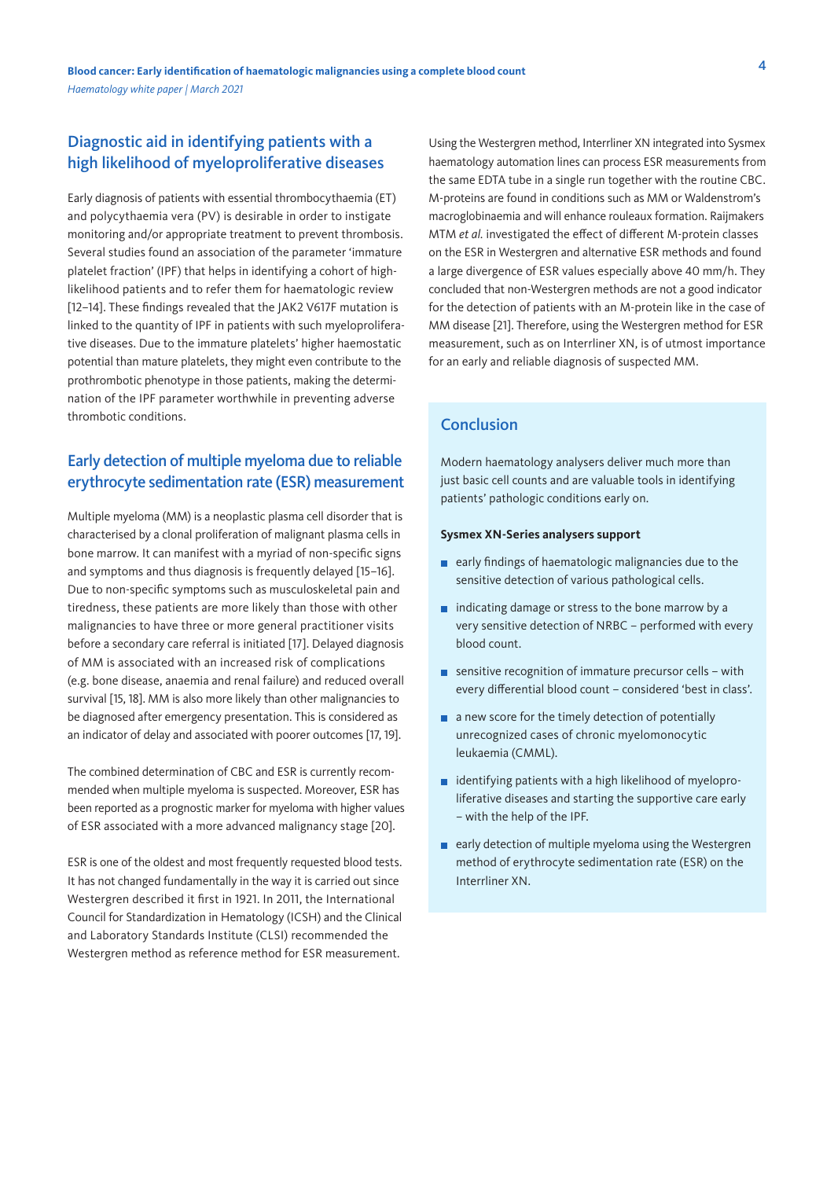## Diagnostic aid in identifying patients with a high likelihood of myeloproliferative diseases

Early diagnosis of patients with essential thrombocythaemia (ET) and polycythaemia vera (PV) is desirable in order to instigate monitoring and/or appropriate treatment to prevent thrombosis. Several studies found an association of the parameter 'immature platelet fraction' (IPF) that helps in identifying a cohort of high-likelihood patients and to refer them for haematologic review [12–14]. These findings revealed that the JAK2 V617F mutation is linked to the quantity of IPF in patients with such myeloproliferative diseases. Due to the immature platelets' higher haemostatic potential than mature platelets, they might even contribute to the prothrombotic phenotype in those patients, making the determination of the IPF parameter worthwhile in preventing adverse thrombotic conditions.

## Early detection of multiple myeloma due to reliable erythrocyte sedimentation rate (ESR) measurement

Multiple myeloma (MM) is a neoplastic plasma cell disorder that is characterised by a clonal proliferation of malignant plasma cells in bone marrow. It can manifest with a myriad of non-specific signs and symptoms and thus diagnosis is frequently delayed [15–16]. Due to non-specific symptoms such as musculoskeletal pain and tiredness, these patients are more likely than those with other malignancies to have three or more general practitioner visits before a secondary care referral is initiated [17]. Delayed diagnosis of MM is associated with an increased risk of complications (e.g. bone disease, anaemia and renal failure) and reduced overall survival [15, 18]. MM is also more likely than other malignancies to be diagnosed after emergency presentation. This is considered as an indicator of delay and associated with poorer outcomes [17, 19].

The combined determination of CBC and ESR is currently recommended when multiple myeloma is suspected. Moreover, ESR has been reported as a prognostic marker for myeloma with higher values of ESR associated with a more advanced malignancy stage [20].

ESR is one of the oldest and most frequently requested blood tests. It has not changed fundamentally in the way it is carried out since Westergren described it first in 1921. In 2011, the International Council for Standardization in Hematology (ICSH) and the Clinical and Laboratory Standards Institute (CLSI) recommended the Westergren method as reference method for ESR measurement.

Using the Westergren method, Interrliner XN integrated into Sysmex haematology automation lines can process ESR measurements from the same EDTA tube in a single run together with the routine CBC. M-proteins are found in conditions such as MM or Waldenstrom's macroglobinaemia and will enhance rouleaux formation. Raijmakers MTM *et al.* investigated the effect of different M-protein classes on the ESR in Westergren and alternative ESR methods and found a large divergence of ESR values especially above 40 mm/h. They concluded that non-Westergren methods are not a good indicator for the detection of patients with an M-protein like in the case of MM disease [21]. Therefore, using the Westergren method for ESR measurement, such as on Interrliner XN, is of utmost importance for an early and reliable diagnosis of suspected MM.

## Conclusion

Modern haematology analysers deliver much more than just basic cell counts and are valuable tools in identifying patients' pathologic conditions early on.

**Sysmex XN-Series analysers support**

- early findings of haematologic malignancies due to the sensitive detection of various pathological cells.
- indicating damage or stress to the bone marrow by a very sensitive detection of NRBC – performed with every blood count.
- sensitive recognition of immature precursor cells – with every differential blood count – considered 'best in class'.
- a new score for the timely detection of potentially unrecognized cases of chronic myelomonocytic leukaemia (CMML).
- identifying patients with a high likelihood of myeloproliferative diseases and starting the supportive care early – with the help of the IPF.
- early detection of multiple myeloma using the Westergren method of erythrocyte sedimentation rate (ESR) on the Interrliner XN.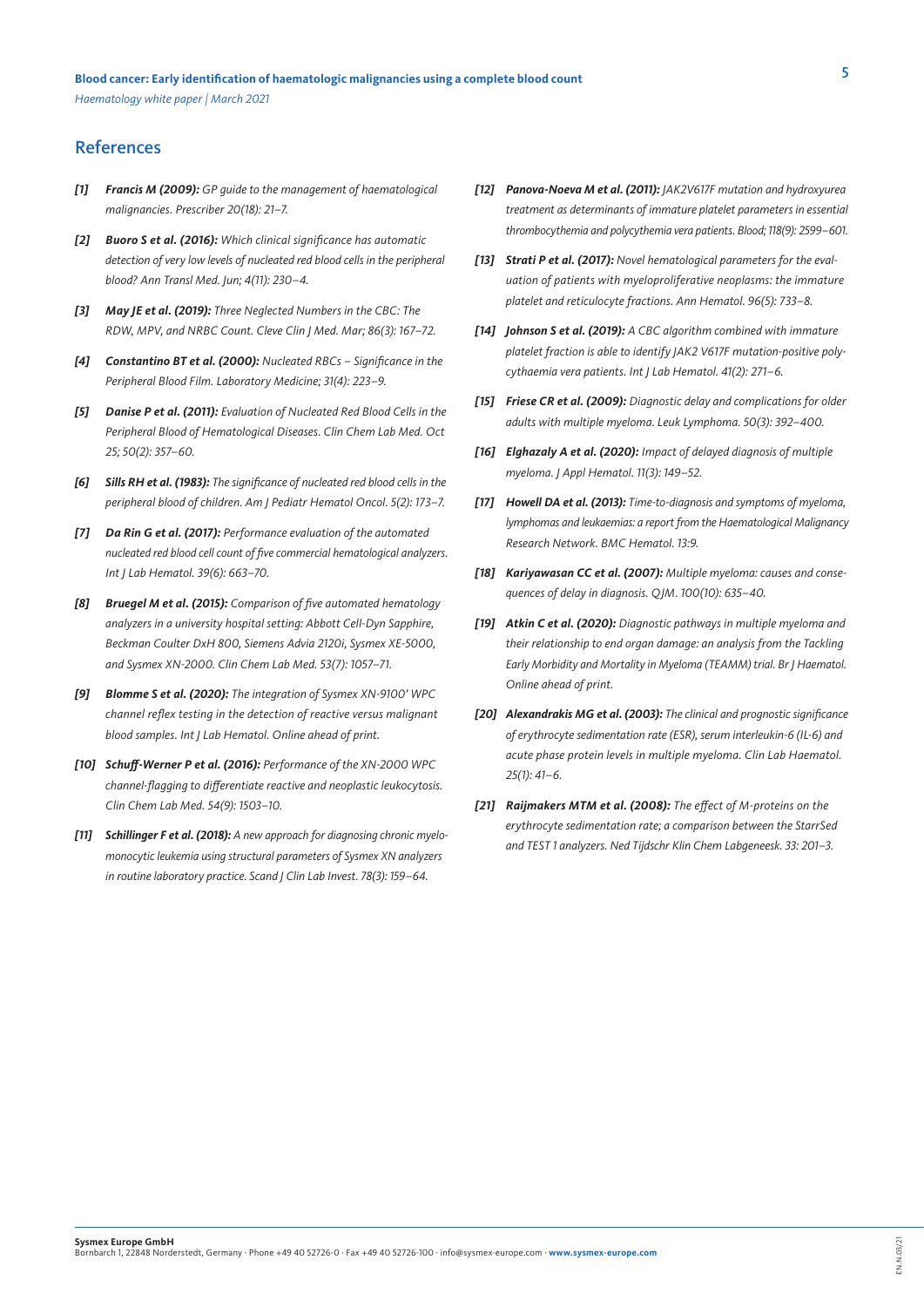## References

[1] ***Francis M (2009):*** *GP guide to the management of haematological malignancies. Prescriber 20(18): 21–7.*

[2] ***Buoro S et al. (2016):*** *Which clinical significance has automatic detection of very low levels of nucleated red blood cells in the peripheral blood? Ann Transl Med. Jun; 4(11): 230–4.*

[3] ***May JE et al. (2019):*** *Three Neglected Numbers in the CBC: The RDW, MPV, and NRBC Count. Cleve Clin J Med. Mar; 86(3): 167–72.*

[4] ***Constantino BT et al. (2000):*** *Nucleated RBCs – Significance in the Peripheral Blood Film. Laboratory Medicine; 31(4): 223–9.*

[5] ***Danise P et al. (2011):*** *Evaluation of Nucleated Red Blood Cells in the Peripheral Blood of Hematological Diseases. Clin Chem Lab Med. Oct 25; 50(2): 357–60.*

[6] ***Sills RH et al. (1983):*** *The significance of nucleated red blood cells in the peripheral blood of children. Am J Pediatr Hematol Oncol. 5(2): 173–7.*

[7] ***Da Rin G et al. (2017):*** *Performance evaluation of the automated nucleated red blood cell count of five commercial hematological analyzers. Int J Lab Hematol. 39(6): 663–70.*

[8] ***Bruegel M et al. (2015):*** *Comparison of five automated hematology analyzers in a university hospital setting: Abbott Cell-Dyn Sapphire, Beckman Coulter DxH 800, Siemens Advia 2120i, Sysmex XE-5000, and Sysmex XN-2000. Clin Chem Lab Med. 53(7): 1057–71.*

[9] ***Blomme S et al. (2020):*** *The integration of Sysmex XN-9100' WPC channel reflex testing in the detection of reactive versus malignant blood samples. Int J Lab Hematol. Online ahead of print.*

[10] ***Schuff-Werner P et al. (2016):*** *Performance of the XN-2000 WPC channel-flagging to differentiate reactive and neoplastic leukocytosis. Clin Chem Lab Med. 54(9): 1503–10.*

[11] ***Schillinger F et al. (2018):*** *A new approach for diagnosing chronic myelomonocytic leukemia using structural parameters of Sysmex XN analyzers in routine laboratory practice. Scand J Clin Lab Invest. 78(3): 159–64.*

[12] ***Panova-Noeva M et al. (2011):*** *JAK2V617F mutation and hydroxyurea treatment as determinants of immature platelet parameters in essential thrombocythemia and polycythemia vera patients. Blood; 118(9): 2599–601.*

[13] ***Strati P et al. (2017):*** *Novel hematological parameters for the evaluation of patients with myeloproliferative neoplasms: the immature platelet and reticulocyte fractions. Ann Hematol. 96(5): 733–8.*

[14] ***Johnson S et al. (2019):*** *A CBC algorithm combined with immature platelet fraction is able to identify JAK2 V617F mutation-positive polycythaemia vera patients. Int J Lab Hematol. 41(2): 271–6.*

[15] ***Friese CR et al. (2009):*** *Diagnostic delay and complications for older adults with multiple myeloma. Leuk Lymphoma. 50(3): 392–400.*

[16] ***Elghazaly A et al. (2020):*** *Impact of delayed diagnosis of multiple myeloma. J Appl Hematol. 11(3): 149–52.*

[17] ***Howell DA et al. (2013):*** *Time-to-diagnosis and symptoms of myeloma, lymphomas and leukaemias: a report from the Haematological Malignancy Research Network. BMC Hematol. 13:9.*

[18] ***Kariyawasan CC et al. (2007):*** *Multiple myeloma: causes and consequences of delay in diagnosis. QJM. 100(10): 635–40.*

[19] ***Atkin C et al. (2020):*** *Diagnostic pathways in multiple myeloma and their relationship to end organ damage: an analysis from the Tackling Early Morbidity and Mortality in Myeloma (TEAMM) trial. Br J Haematol. Online ahead of print.*

[20] ***Alexandrakis MG et al. (2003):*** *The clinical and prognostic significance of erythrocyte sedimentation rate (ESR), serum interleukin-6 (IL-6) and acute phase protein levels in multiple myeloma. Clin Lab Haematol. 25(1): 41–6.*

[21] ***Raijmakers MTM et al. (2008):*** *The effect of M-proteins on the erythrocyte sedimentation rate; a comparison between the StarrSed and TEST 1 analyzers. Ned Tijdschr Klin Chem Labgeneesk. 33: 201–3.*

**Sysmex Europe GmbH**
Bornbach 1, 22848 Norderstedt, Germany · Phone +49 40 52726-0 · Fax +49 40 52726-100 · info@sysmex-europe.com · **www.sysmex-europe.com**

EN.N.03/21